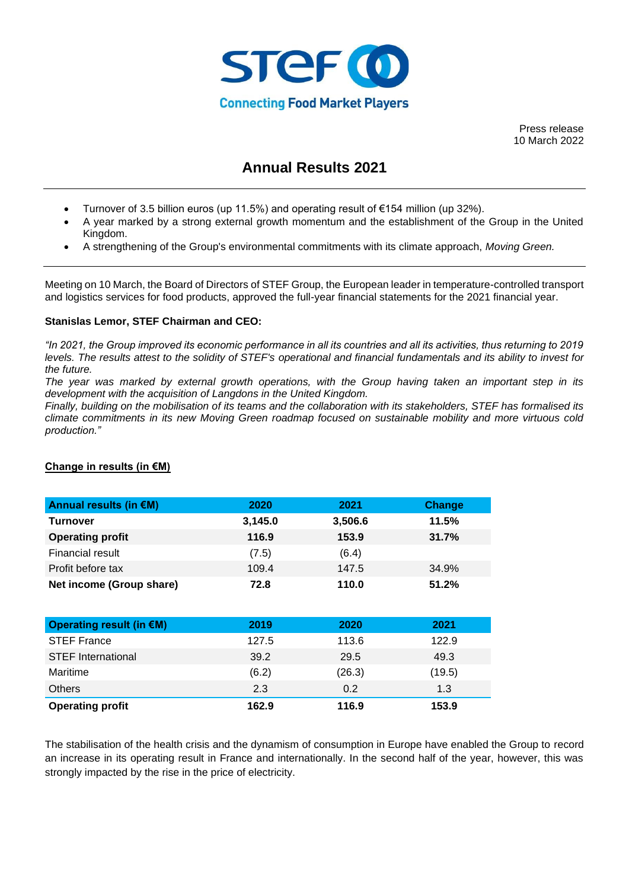STEF
Connecting Food Market Players

Press release
10 March 2022

# Annual Results 2021

- Turnover of 3.5 billion euros (up 11.5%) and operating result of €154 million (up 32%).
- A year marked by a strong external growth momentum and the establishment of the Group in the United Kingdom.
- A strengthening of the Group's environmental commitments with its climate approach, *Moving Green.*

Meeting on 10 March, the Board of Directors of STEF Group, the European leader in temperature-controlled transport and logistics services for food products, approved the full-year financial statements for the 2021 financial year.

**Stanislas Lemor, STEF Chairman and CEO:**

*"In 2021, the Group improved its economic performance in all its countries and all its activities, thus returning to 2019 levels. The results attest to the solidity of STEF's operational and financial fundamentals and its ability to invest for the future.*
*The year was marked by external growth operations, with the Group having taken an important step in its development with the acquisition of Langdons in the United Kingdom.*
*Finally, building on the mobilisation of its teams and the collaboration with its stakeholders, STEF has formalised its climate commitments in its new Moving Green roadmap focused on sustainable mobility and more virtuous cold production."*

**Change in results (in €M)**

| Annual results (in €M) | 2020 | 2021 | Change |
|---|---|---|---|
| **Turnover** | **3,145.0** | **3,506.6** | **11.5%** |
| **Operating profit** | **116.9** | **153.9** | **31.7%** |
| Financial result | (7.5) | (6.4) | |
| Profit before tax | 109.4 | 147.5 | 34.9% |
| **Net income (Group share)** | **72.8** | **110.0** | **51.2%** |

| Operating result (in €M) | 2019 | 2020 | 2021 |
|---|---|---|---|
| STEF France | 127.5 | 113.6 | 122.9 |
| STEF International | 39.2 | 29.5 | 49.3 |
| Maritime | (6.2) | (26.3) | (19.5) |
| Others | 2.3 | 0.2 | 1.3 |
| **Operating profit** | **162.9** | **116.9** | **153.9** |

The stabilisation of the health crisis and the dynamism of consumption in Europe have enabled the Group to record an increase in its operating result in France and internationally. In the second half of the year, however, this was strongly impacted by the rise in the price of electricity.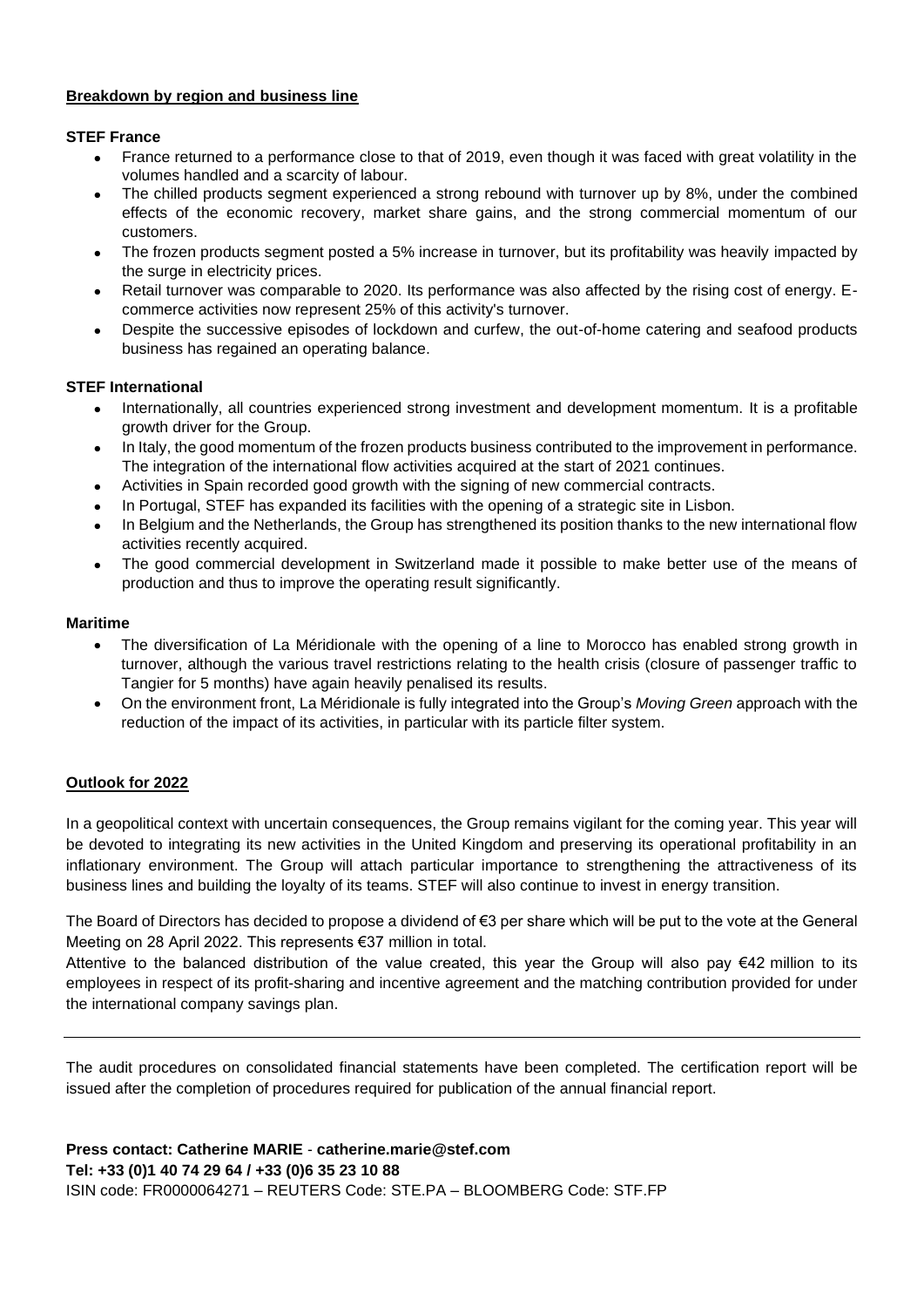## Breakdown by region and business line

**STEF France**

- France returned to a performance close to that of 2019, even though it was faced with great volatility in the volumes handled and a scarcity of labour.
- The chilled products segment experienced a strong rebound with turnover up by 8%, under the combined effects of the economic recovery, market share gains, and the strong commercial momentum of our customers.
- The frozen products segment posted a 5% increase in turnover, but its profitability was heavily impacted by the surge in electricity prices.
- Retail turnover was comparable to 2020. Its performance was also affected by the rising cost of energy. E-commerce activities now represent 25% of this activity's turnover.
- Despite the successive episodes of lockdown and curfew, the out-of-home catering and seafood products business has regained an operating balance.

**STEF International**

- Internationally, all countries experienced strong investment and development momentum. It is a profitable growth driver for the Group.
- In Italy, the good momentum of the frozen products business contributed to the improvement in performance. The integration of the international flow activities acquired at the start of 2021 continues.
- Activities in Spain recorded good growth with the signing of new commercial contracts.
- In Portugal, STEF has expanded its facilities with the opening of a strategic site in Lisbon.
- In Belgium and the Netherlands, the Group has strengthened its position thanks to the new international flow activities recently acquired.
- The good commercial development in Switzerland made it possible to make better use of the means of production and thus to improve the operating result significantly.

**Maritime**

- The diversification of La Méridionale with the opening of a line to Morocco has enabled strong growth in turnover, although the various travel restrictions relating to the health crisis (closure of passenger traffic to Tangier for 5 months) have again heavily penalised its results.
- On the environment front, La Méridionale is fully integrated into the Group's *Moving Green* approach with the reduction of the impact of its activities, in particular with its particle filter system.

## Outlook for 2022

In a geopolitical context with uncertain consequences, the Group remains vigilant for the coming year. This year will be devoted to integrating its new activities in the United Kingdom and preserving its operational profitability in an inflationary environment. The Group will attach particular importance to strengthening the attractiveness of its business lines and building the loyalty of its teams. STEF will also continue to invest in energy transition.

The Board of Directors has decided to propose a dividend of €3 per share which will be put to the vote at the General Meeting on 28 April 2022. This represents €37 million in total.

Attentive to the balanced distribution of the value created, this year the Group will also pay €42 million to its employees in respect of its profit-sharing and incentive agreement and the matching contribution provided for under the international company savings plan.

---

The audit procedures on consolidated financial statements have been completed. The certification report will be issued after the completion of procedures required for publication of the annual financial report.

**Press contact: Catherine MARIE** - **catherine.marie@stef.com**
**Tel: +33 (0)1 40 74 29 64 / +33 (0)6 35 23 10 88**
ISIN code: FR0000064271 – REUTERS Code: STE.PA – BLOOMBERG Code: STF.FP